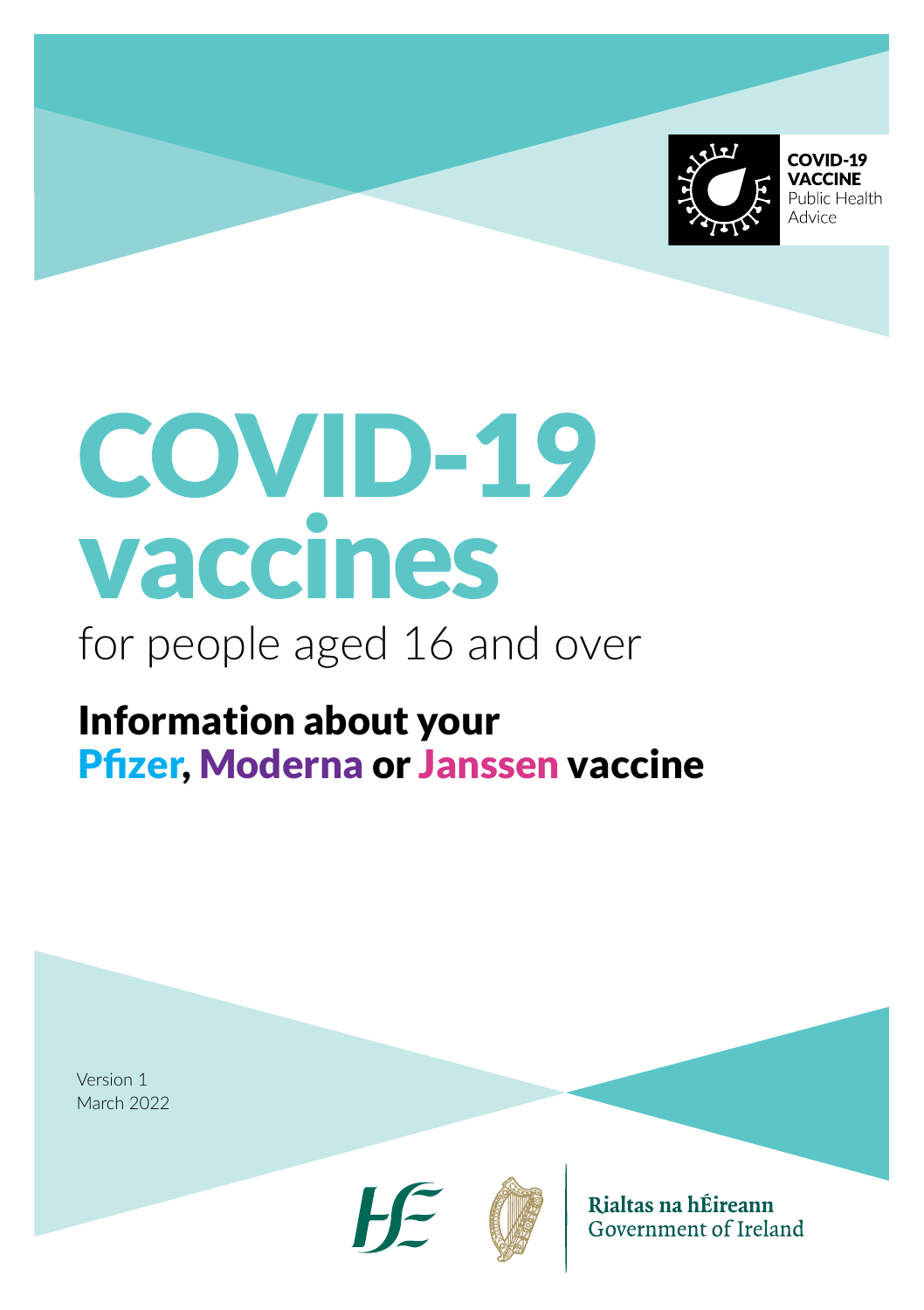COVID-19
VACCINE
Public Health
Advice

# COVID-19 vaccines

for people aged 16 and over

## Information about your Pfizer, Moderna or Janssen vaccine

Version 1
March 2022

Rialtas na hÉireann
Government of Ireland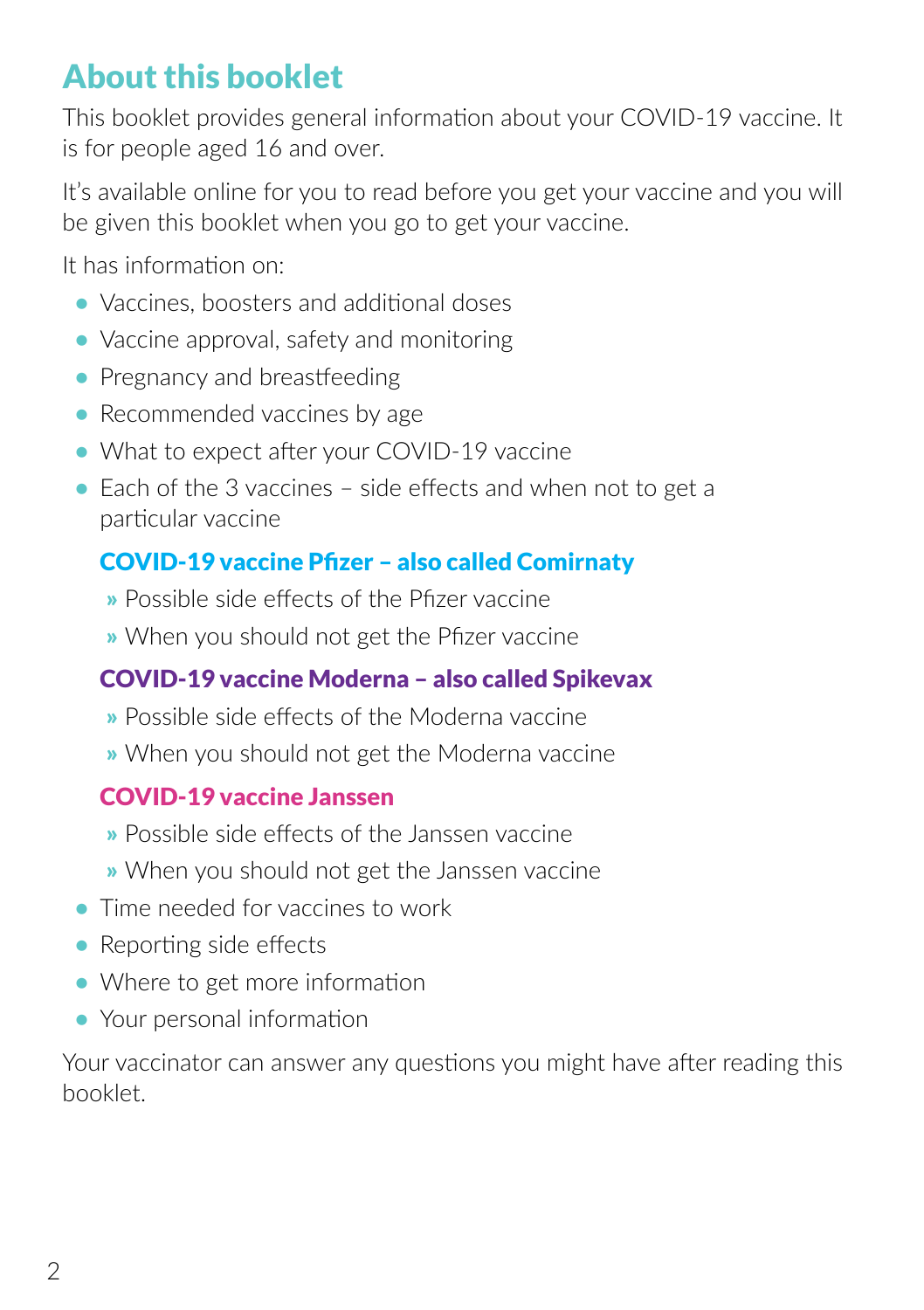## About this booklet

This booklet provides general information about your COVID-19 vaccine. It is for people aged 16 and over.

It's available online for you to read before you get your vaccine and you will be given this booklet when you go to get your vaccine.

It has information on:

- Vaccines, boosters and additional doses
- Vaccine approval, safety and monitoring
- Pregnancy and breastfeeding
- Recommended vaccines by age
- What to expect after your COVID-19 vaccine
- Each of the 3 vaccines – side effects and when not to get a particular vaccine

  **COVID-19 vaccine Pfizer – also called Comirnaty**

  - Possible side effects of the Pfizer vaccine
  - When you should not get the Pfizer vaccine

  **COVID-19 vaccine Moderna – also called Spikevax**

  - Possible side effects of the Moderna vaccine
  - When you should not get the Moderna vaccine

  **COVID-19 vaccine Janssen**

  - Possible side effects of the Janssen vaccine
  - When you should not get the Janssen vaccine

- Time needed for vaccines to work
- Reporting side effects
- Where to get more information
- Your personal information

Your vaccinator can answer any questions you might have after reading this booklet.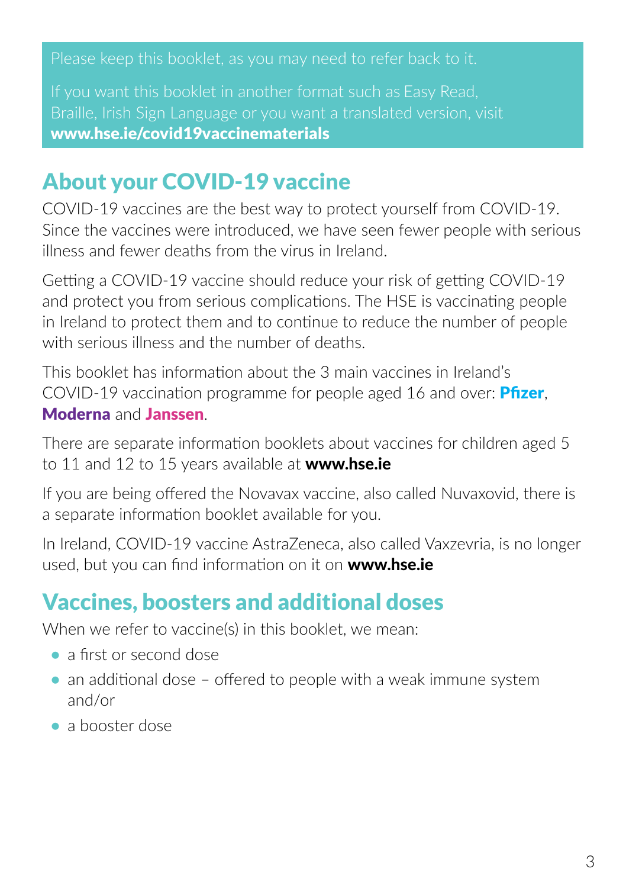Please keep this booklet, as you may need to refer back to it.

If you want this booklet in another format such as Easy Read, Braille, Irish Sign Language or you want a translated version, visit **www.hse.ie/covid19vaccinematerials**

## About your COVID-19 vaccine

COVID-19 vaccines are the best way to protect yourself from COVID-19. Since the vaccines were introduced, we have seen fewer people with serious illness and fewer deaths from the virus in Ireland.

Getting a COVID-19 vaccine should reduce your risk of getting COVID-19 and protect you from serious complications. The HSE is vaccinating people in Ireland to protect them and to continue to reduce the number of people with serious illness and the number of deaths.

This booklet has information about the 3 main vaccines in Ireland's COVID-19 vaccination programme for people aged 16 and over: **Pfizer**, **Moderna** and **Janssen**.

There are separate information booklets about vaccines for children aged 5 to 11 and 12 to 15 years available at **www.hse.ie**

If you are being offered the Novavax vaccine, also called Nuvaxovid, there is a separate information booklet available for you.

In Ireland, COVID-19 vaccine AstraZeneca, also called Vaxzevria, is no longer used, but you can find information on it on **www.hse.ie**

## Vaccines, boosters and additional doses

When we refer to vaccine(s) in this booklet, we mean:

- a first or second dose
- an additional dose – offered to people with a weak immune system and/or
- a booster dose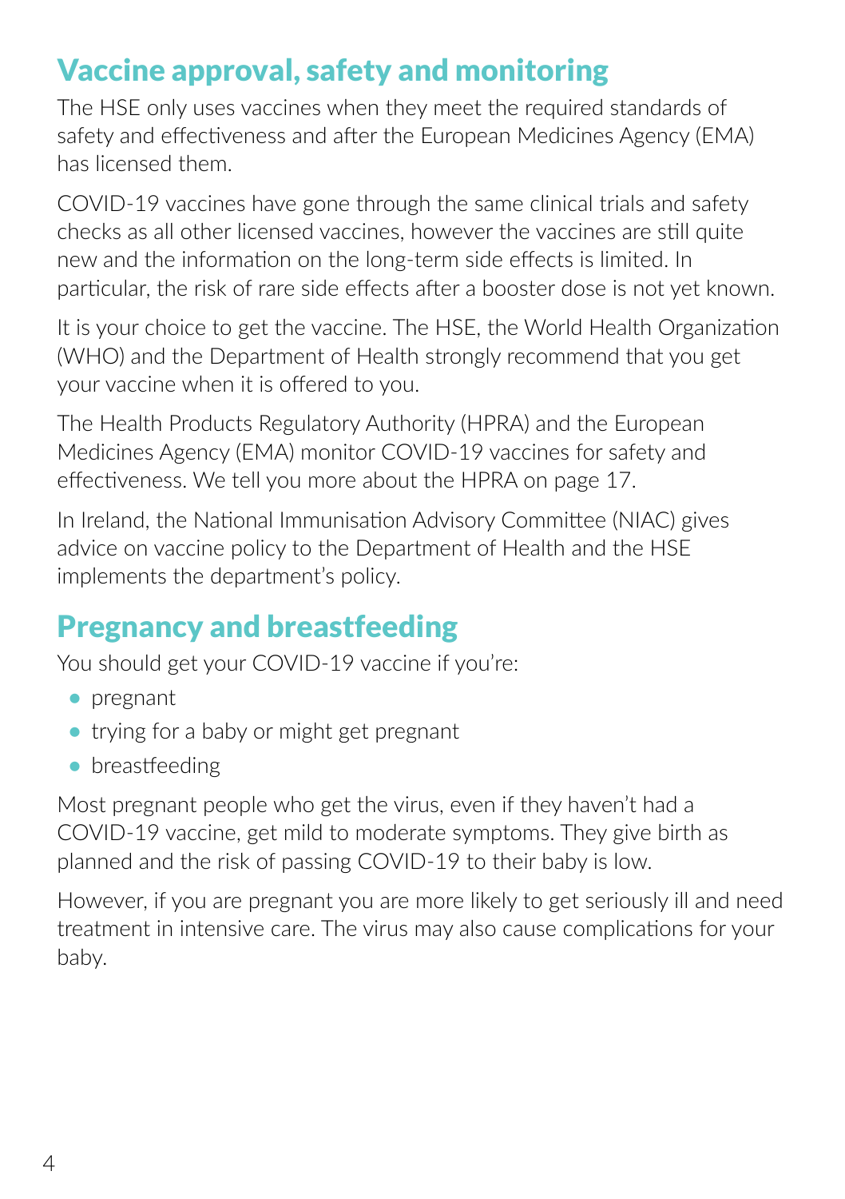## Vaccine approval, safety and monitoring

The HSE only uses vaccines when they meet the required standards of safety and effectiveness and after the European Medicines Agency (EMA) has licensed them.

COVID-19 vaccines have gone through the same clinical trials and safety checks as all other licensed vaccines, however the vaccines are still quite new and the information on the long-term side effects is limited. In particular, the risk of rare side effects after a booster dose is not yet known.

It is your choice to get the vaccine. The HSE, the World Health Organization (WHO) and the Department of Health strongly recommend that you get your vaccine when it is offered to you.

The Health Products Regulatory Authority (HPRA) and the European Medicines Agency (EMA) monitor COVID-19 vaccines for safety and effectiveness. We tell you more about the HPRA on page 17.

In Ireland, the National Immunisation Advisory Committee (NIAC) gives advice on vaccine policy to the Department of Health and the HSE implements the department's policy.

## Pregnancy and breastfeeding

You should get your COVID-19 vaccine if you're:

- pregnant
- trying for a baby or might get pregnant
- breastfeeding

Most pregnant people who get the virus, even if they haven't had a COVID-19 vaccine, get mild to moderate symptoms. They give birth as planned and the risk of passing COVID-19 to their baby is low.

However, if you are pregnant you are more likely to get seriously ill and need treatment in intensive care. The virus may also cause complications for your baby.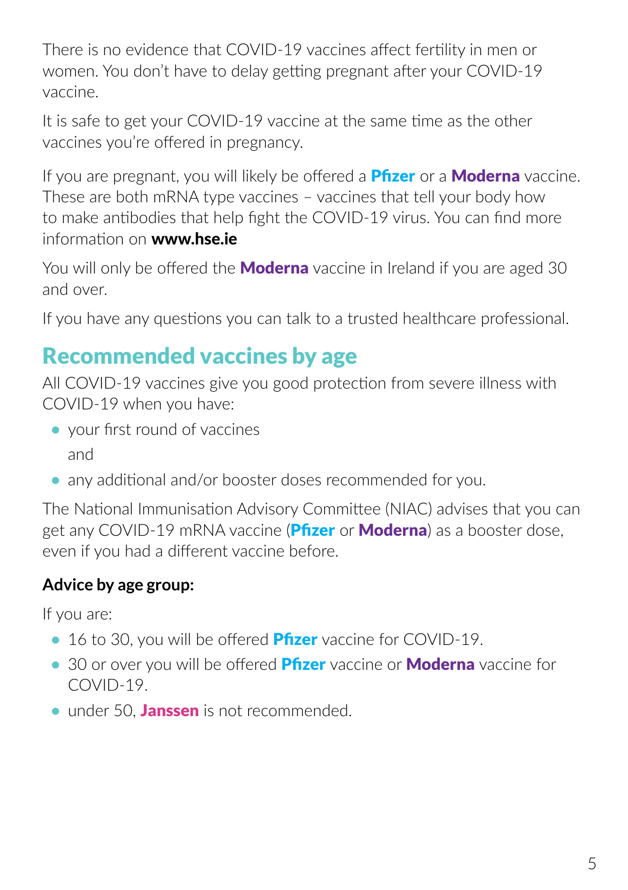There is no evidence that COVID-19 vaccines affect fertility in men or women. You don't have to delay getting pregnant after your COVID-19 vaccine.

It is safe to get your COVID-19 vaccine at the same time as the other vaccines you're offered in pregnancy.

If you are pregnant, you will likely be offered a **Pfizer** or a **Moderna** vaccine. These are both mRNA type vaccines – vaccines that tell your body how to make antibodies that help fight the COVID-19 virus. You can find more information on **www.hse.ie**

You will only be offered the **Moderna** vaccine in Ireland if you are aged 30 and over.

If you have any questions you can talk to a trusted healthcare professional.

## Recommended vaccines by age

All COVID-19 vaccines give you good protection from severe illness with COVID-19 when you have:

- your first round of vaccines

  and

- any additional and/or booster doses recommended for you.

The National Immunisation Advisory Committee (NIAC) advises that you can get any COVID-19 mRNA vaccine (**Pfizer** or **Moderna**) as a booster dose, even if you had a different vaccine before.

**Advice by age group:**

If you are:

- 16 to 30, you will be offered **Pfizer** vaccine for COVID-19.
- 30 or over you will be offered **Pfizer** vaccine or **Moderna** vaccine for COVID-19.
- under 50, **Janssen** is not recommended.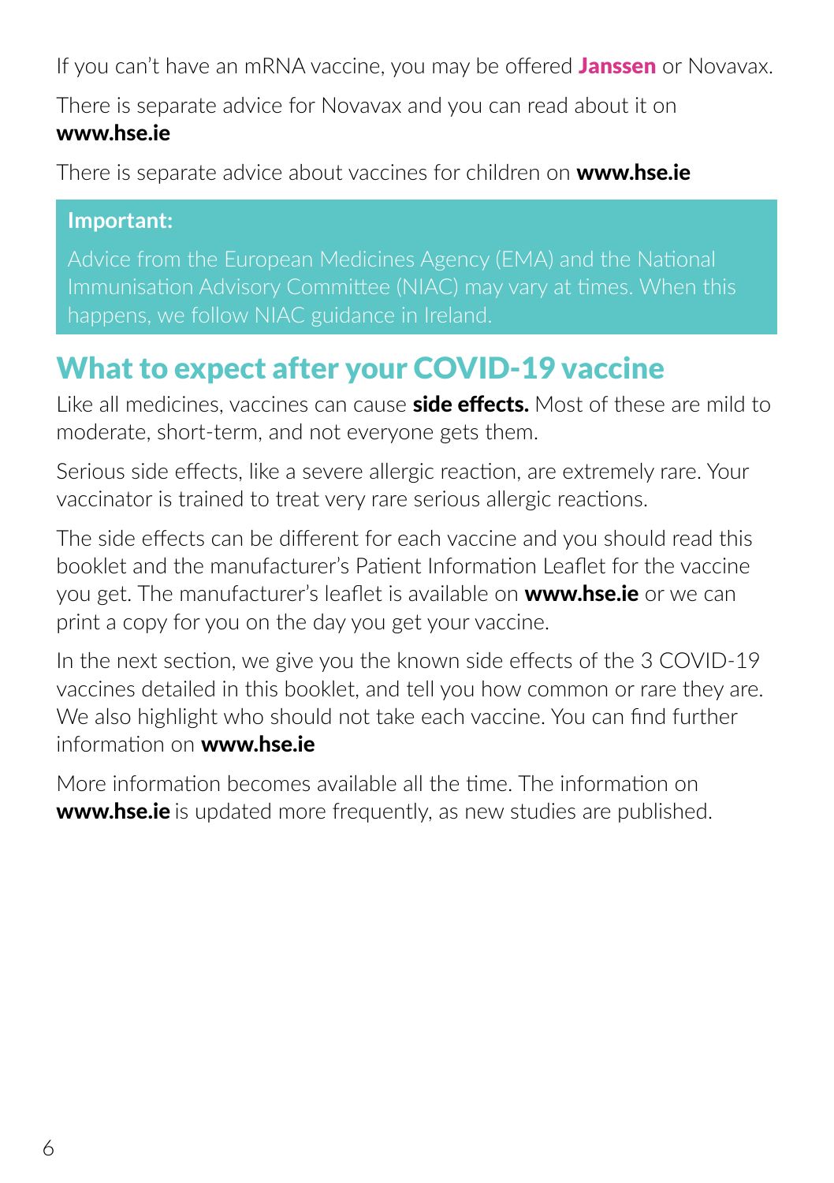If you can't have an mRNA vaccine, you may be offered **Janssen** or Novavax.

There is separate advice for Novavax and you can read about it on **www.hse.ie**

There is separate advice about vaccines for children on **www.hse.ie**

**Important:**

Advice from the European Medicines Agency (EMA) and the National Immunisation Advisory Committee (NIAC) may vary at times. When this happens, we follow NIAC guidance in Ireland.

## What to expect after your COVID-19 vaccine

Like all medicines, vaccines can cause **side effects.** Most of these are mild to moderate, short-term, and not everyone gets them.

Serious side effects, like a severe allergic reaction, are extremely rare. Your vaccinator is trained to treat very rare serious allergic reactions.

The side effects can be different for each vaccine and you should read this booklet and the manufacturer's Patient Information Leaflet for the vaccine you get. The manufacturer's leaflet is available on **www.hse.ie** or we can print a copy for you on the day you get your vaccine.

In the next section, we give you the known side effects of the 3 COVID-19 vaccines detailed in this booklet, and tell you how common or rare they are. We also highlight who should not take each vaccine. You can find further information on **www.hse.ie**

More information becomes available all the time. The information on **www.hse.ie** is updated more frequently, as new studies are published.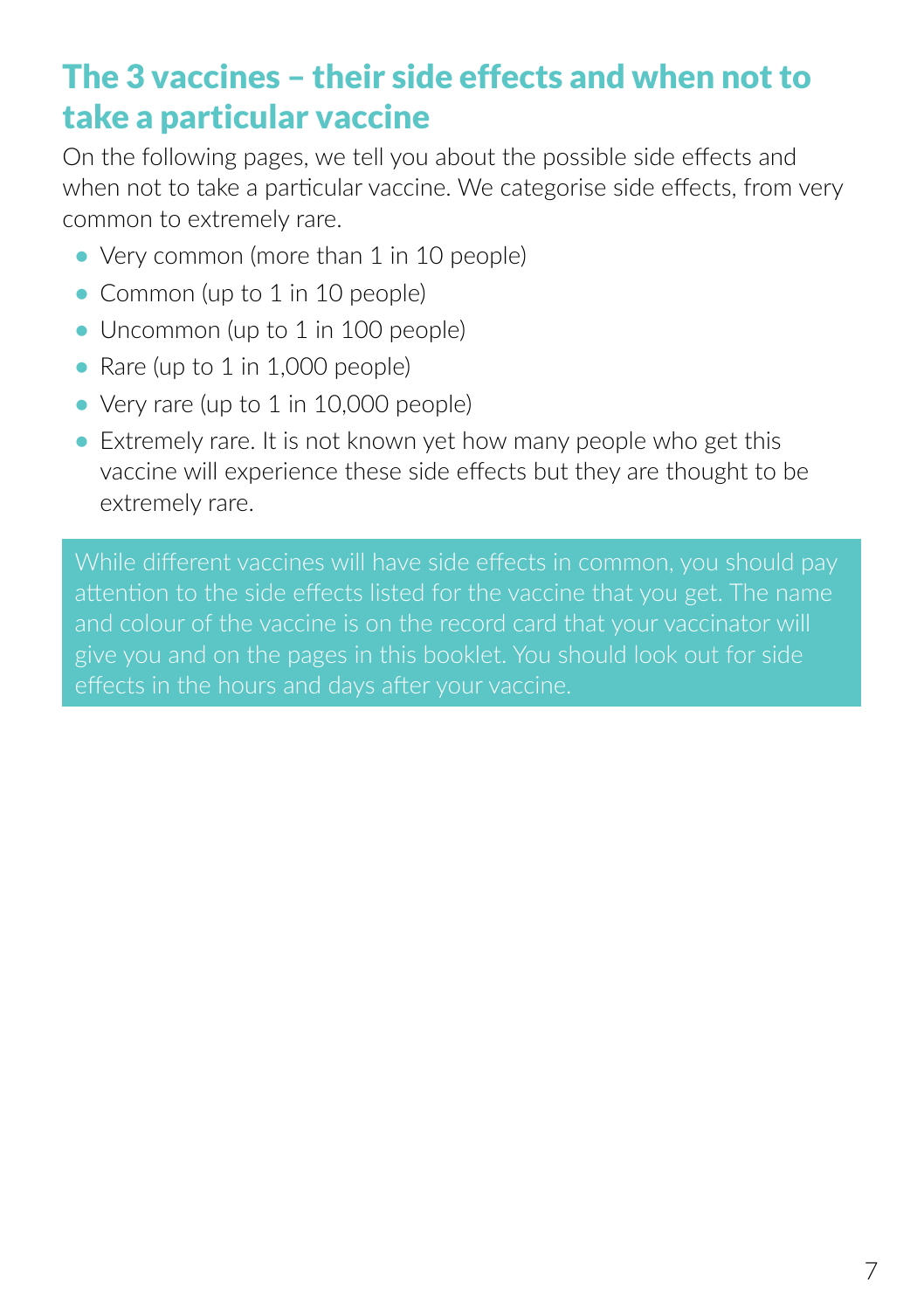## The 3 vaccines – their side effects and when not to take a particular vaccine

On the following pages, we tell you about the possible side effects and when not to take a particular vaccine. We categorise side effects, from very common to extremely rare.

- Very common (more than 1 in 10 people)
- Common (up to 1 in 10 people)
- Uncommon (up to 1 in 100 people)
- Rare (up to 1 in 1,000 people)
- Very rare (up to 1 in 10,000 people)
- Extremely rare. It is not known yet how many people who get this vaccine will experience these side effects but they are thought to be extremely rare.

While different vaccines will have side effects in common, you should pay attention to the side effects listed for the vaccine that you get. The name and colour of the vaccine is on the record card that your vaccinator will give you and on the pages in this booklet. You should look out for side effects in the hours and days after your vaccine.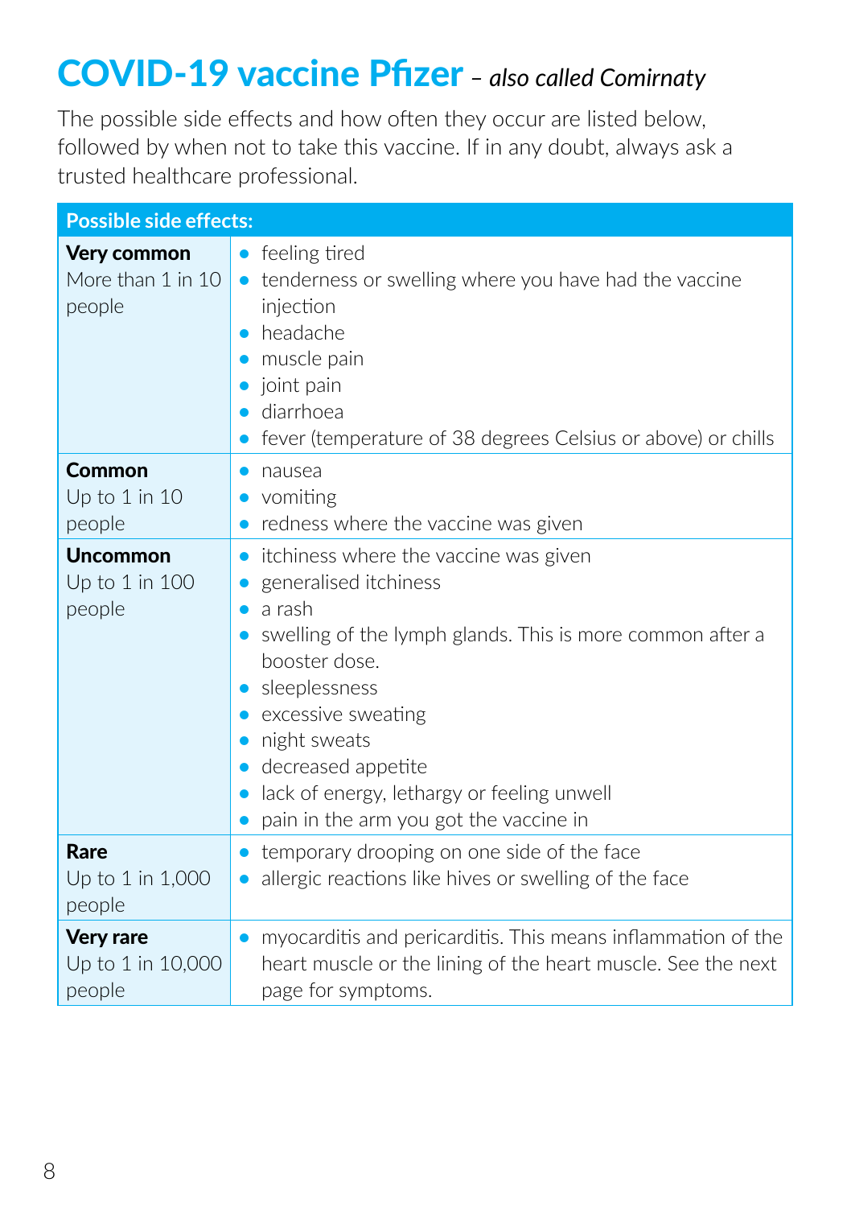# COVID-19 vaccine Pfizer *– also called Comirnaty*

The possible side effects and how often they occur are listed below, followed by when not to take this vaccine. If in any doubt, always ask a trusted healthcare professional.

| Possible side effects: | |
|---|---|
| **Very common** More than 1 in 10 people | • feeling tired<br>• tenderness or swelling where you have had the vaccine injection<br>• headache<br>• muscle pain<br>• joint pain<br>• diarrhoea<br>• fever (temperature of 38 degrees Celsius or above) or chills |
| **Common** Up to 1 in 10 people | • nausea<br>• vomiting<br>• redness where the vaccine was given |
| **Uncommon** Up to 1 in 100 people | • itchiness where the vaccine was given<br>• generalised itchiness<br>• a rash<br>• swelling of the lymph glands. This is more common after a booster dose.<br>• sleeplessness<br>• excessive sweating<br>• night sweats<br>• decreased appetite<br>• lack of energy, lethargy or feeling unwell<br>• pain in the arm you got the vaccine in |
| **Rare** Up to 1 in 1,000 people | • temporary drooping on one side of the face<br>• allergic reactions like hives or swelling of the face |
| **Very rare** Up to 1 in 10,000 people | • myocarditis and pericarditis. This means inflammation of the heart muscle or the lining of the heart muscle. See the next page for symptoms. |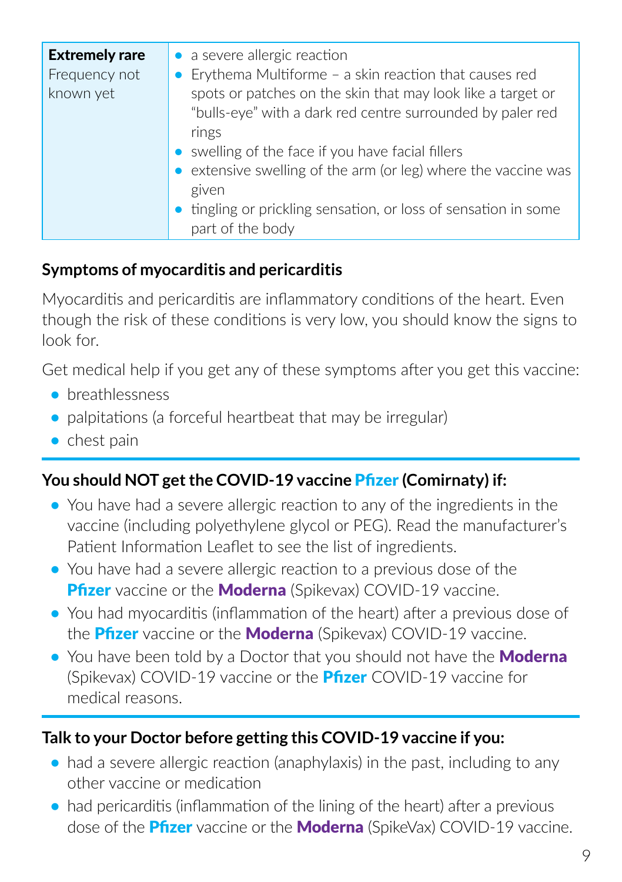| **Extremely rare** Frequency not known yet | • a severe allergic reaction<br>• Erythema Multiforme – a skin reaction that causes red spots or patches on the skin that may look like a target or "bulls-eye" with a dark red centre surrounded by paler red rings<br>• swelling of the face if you have facial fillers<br>• extensive swelling of the arm (or leg) where the vaccine was given<br>• tingling or prickling sensation, or loss of sensation in some part of the body |
|---|---|

### Symptoms of myocarditis and pericarditis

Myocarditis and pericarditis are inflammatory conditions of the heart. Even though the risk of these conditions is very low, you should know the signs to look for.

Get medical help if you get any of these symptoms after you get this vaccine:

- breathlessness
- palpitations (a forceful heartbeat that may be irregular)
- chest pain

---

### You should NOT get the COVID-19 vaccine **Pfizer** (Comirnaty) if:

- You have had a severe allergic reaction to any of the ingredients in the vaccine (including polyethylene glycol or PEG). Read the manufacturer's Patient Information Leaflet to see the list of ingredients.
- You have had a severe allergic reaction to a previous dose of the **Pfizer** vaccine or the **Moderna** (Spikevax) COVID-19 vaccine.
- You had myocarditis (inflammation of the heart) after a previous dose of the **Pfizer** vaccine or the **Moderna** (Spikevax) COVID-19 vaccine.
- You have been told by a Doctor that you should not have the **Moderna** (Spikevax) COVID-19 vaccine or the **Pfizer** COVID-19 vaccine for medical reasons.

---

### Talk to your Doctor before getting this COVID-19 vaccine if you:

- had a severe allergic reaction (anaphylaxis) in the past, including to any other vaccine or medication
- had pericarditis (inflammation of the lining of the heart) after a previous dose of the **Pfizer** vaccine or the **Moderna** (SpikeVax) COVID-19 vaccine.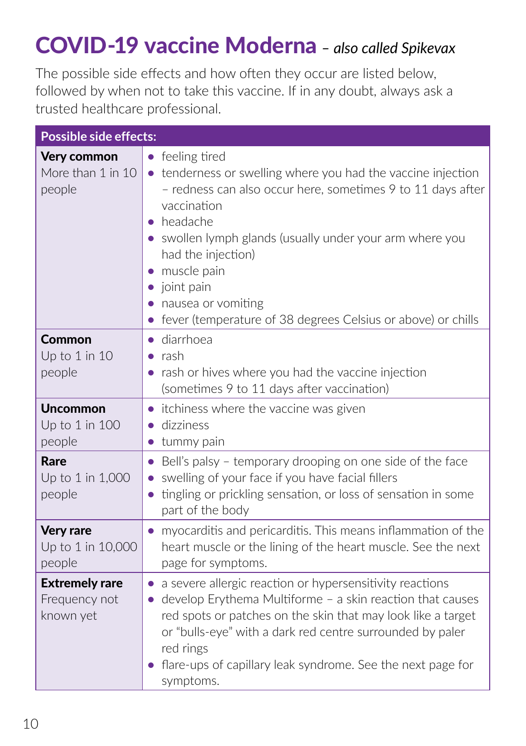# COVID-19 vaccine Moderna *– also called Spikevax*

The possible side effects and how often they occur are listed below, followed by when not to take this vaccine. If in any doubt, always ask a trusted healthcare professional.

| Possible side effects: | |
|---|---|
| **Very common** More than 1 in 10 people | • feeling tired<br>• tenderness or swelling where you had the vaccine injection – redness can also occur here, sometimes 9 to 11 days after vaccination<br>• headache<br>• swollen lymph glands (usually under your arm where you had the injection)<br>• muscle pain<br>• joint pain<br>• nausea or vomiting<br>• fever (temperature of 38 degrees Celsius or above) or chills |
| **Common** Up to 1 in 10 people | • diarrhoea<br>• rash<br>• rash or hives where you had the vaccine injection (sometimes 9 to 11 days after vaccination) |
| **Uncommon** Up to 1 in 100 people | • itchiness where the vaccine was given<br>• dizziness<br>• tummy pain |
| **Rare** Up to 1 in 1,000 people | • Bell's palsy – temporary drooping on one side of the face<br>• swelling of your face if you have facial fillers<br>• tingling or prickling sensation, or loss of sensation in some part of the body |
| **Very rare** Up to 1 in 10,000 people | • myocarditis and pericarditis. This means inflammation of the heart muscle or the lining of the heart muscle. See the next page for symptoms. |
| **Extremely rare** Frequency not known yet | • a severe allergic reaction or hypersensitivity reactions<br>• develop Erythema Multiforme – a skin reaction that causes red spots or patches on the skin that may look like a target or "bulls-eye" with a dark red centre surrounded by paler red rings<br>• flare-ups of capillary leak syndrome. See the next page for symptoms. |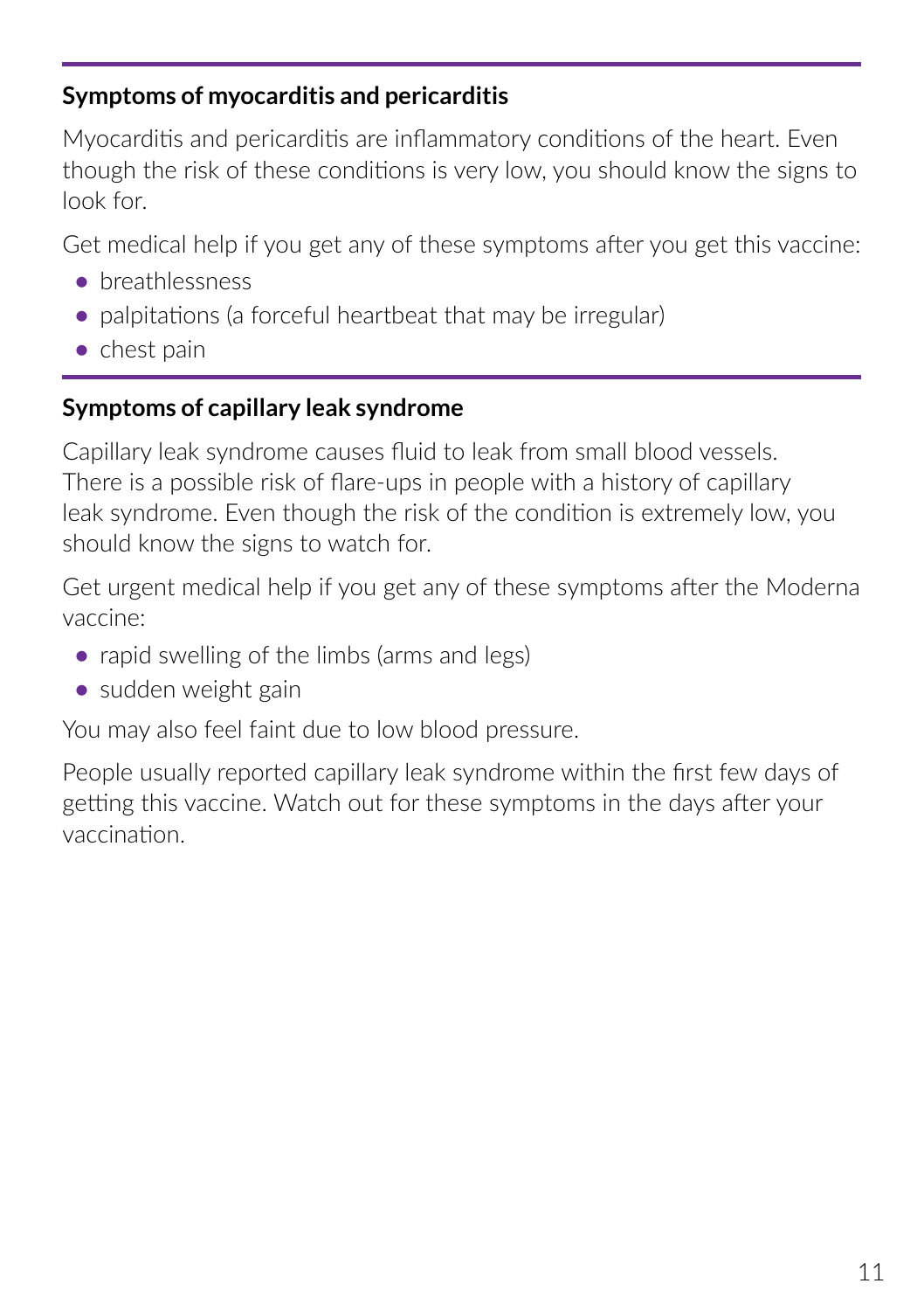### Symptoms of myocarditis and pericarditis

Myocarditis and pericarditis are inflammatory conditions of the heart. Even though the risk of these conditions is very low, you should know the signs to look for.

Get medical help if you get any of these symptoms after you get this vaccine:

- breathlessness
- palpitations (a forceful heartbeat that may be irregular)
- chest pain

### Symptoms of capillary leak syndrome

Capillary leak syndrome causes fluid to leak from small blood vessels. There is a possible risk of flare-ups in people with a history of capillary leak syndrome. Even though the risk of the condition is extremely low, you should know the signs to watch for.

Get urgent medical help if you get any of these symptoms after the Moderna vaccine:

- rapid swelling of the limbs (arms and legs)
- sudden weight gain

You may also feel faint due to low blood pressure.

People usually reported capillary leak syndrome within the first few days of getting this vaccine. Watch out for these symptoms in the days after your vaccination.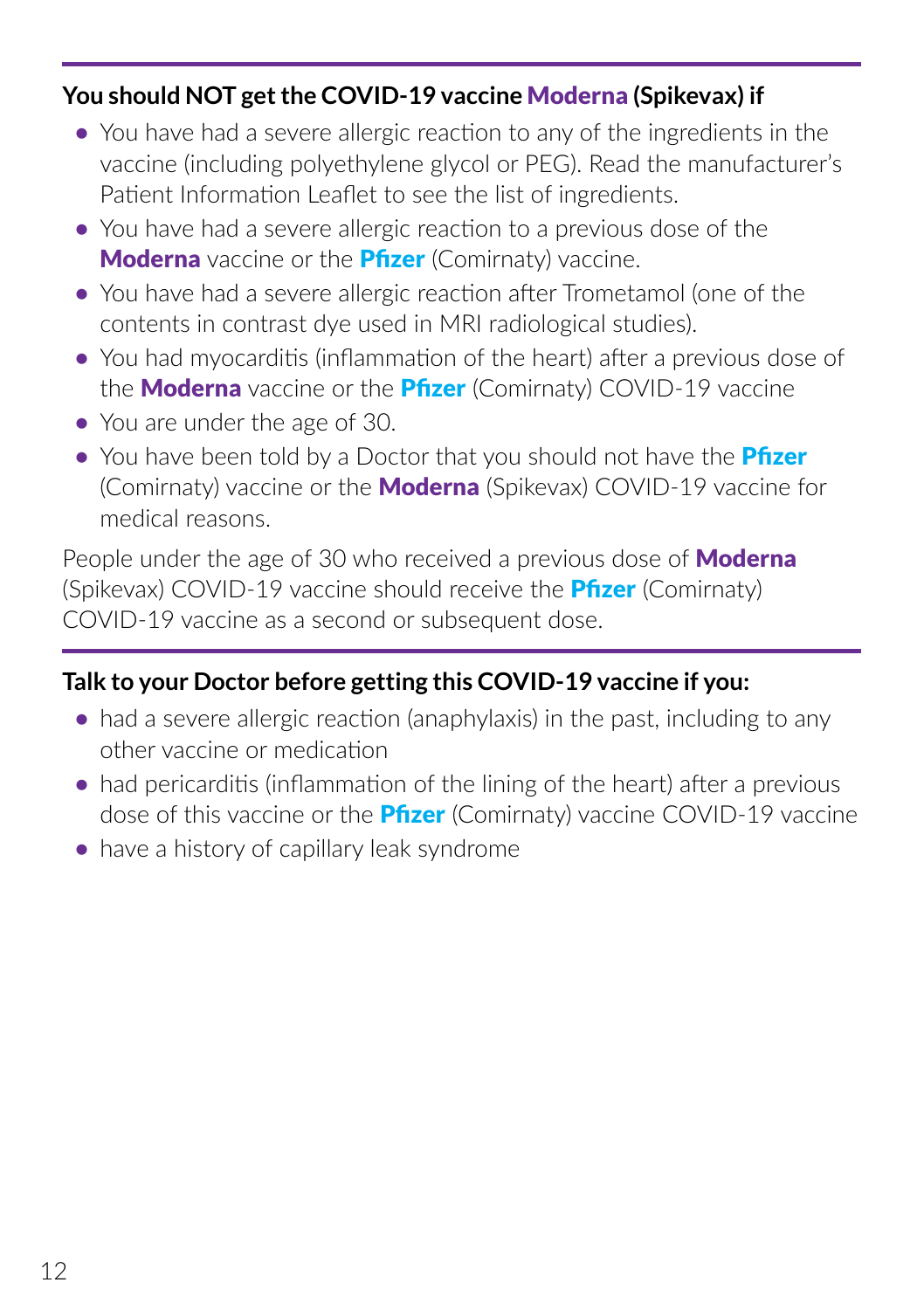**You should NOT get the COVID-19 vaccine Moderna (Spikevax) if**

- You have had a severe allergic reaction to any of the ingredients in the vaccine (including polyethylene glycol or PEG). Read the manufacturer's Patient Information Leaflet to see the list of ingredients.
- You have had a severe allergic reaction to a previous dose of the **Moderna** vaccine or the **Pfizer** (Comirnaty) vaccine.
- You have had a severe allergic reaction after Trometamol (one of the contents in contrast dye used in MRI radiological studies).
- You had myocarditis (inflammation of the heart) after a previous dose of the **Moderna** vaccine or the **Pfizer** (Comirnaty) COVID-19 vaccine
- You are under the age of 30.
- You have been told by a Doctor that you should not have the **Pfizer** (Comirnaty) vaccine or the **Moderna** (Spikevax) COVID-19 vaccine for medical reasons.

People under the age of 30 who received a previous dose of **Moderna** (Spikevax) COVID-19 vaccine should receive the **Pfizer** (Comirnaty) COVID-19 vaccine as a second or subsequent dose.

**Talk to your Doctor before getting this COVID-19 vaccine if you:**

- had a severe allergic reaction (anaphylaxis) in the past, including to any other vaccine or medication
- had pericarditis (inflammation of the lining of the heart) after a previous dose of this vaccine or the **Pfizer** (Comirnaty) vaccine COVID-19 vaccine
- have a history of capillary leak syndrome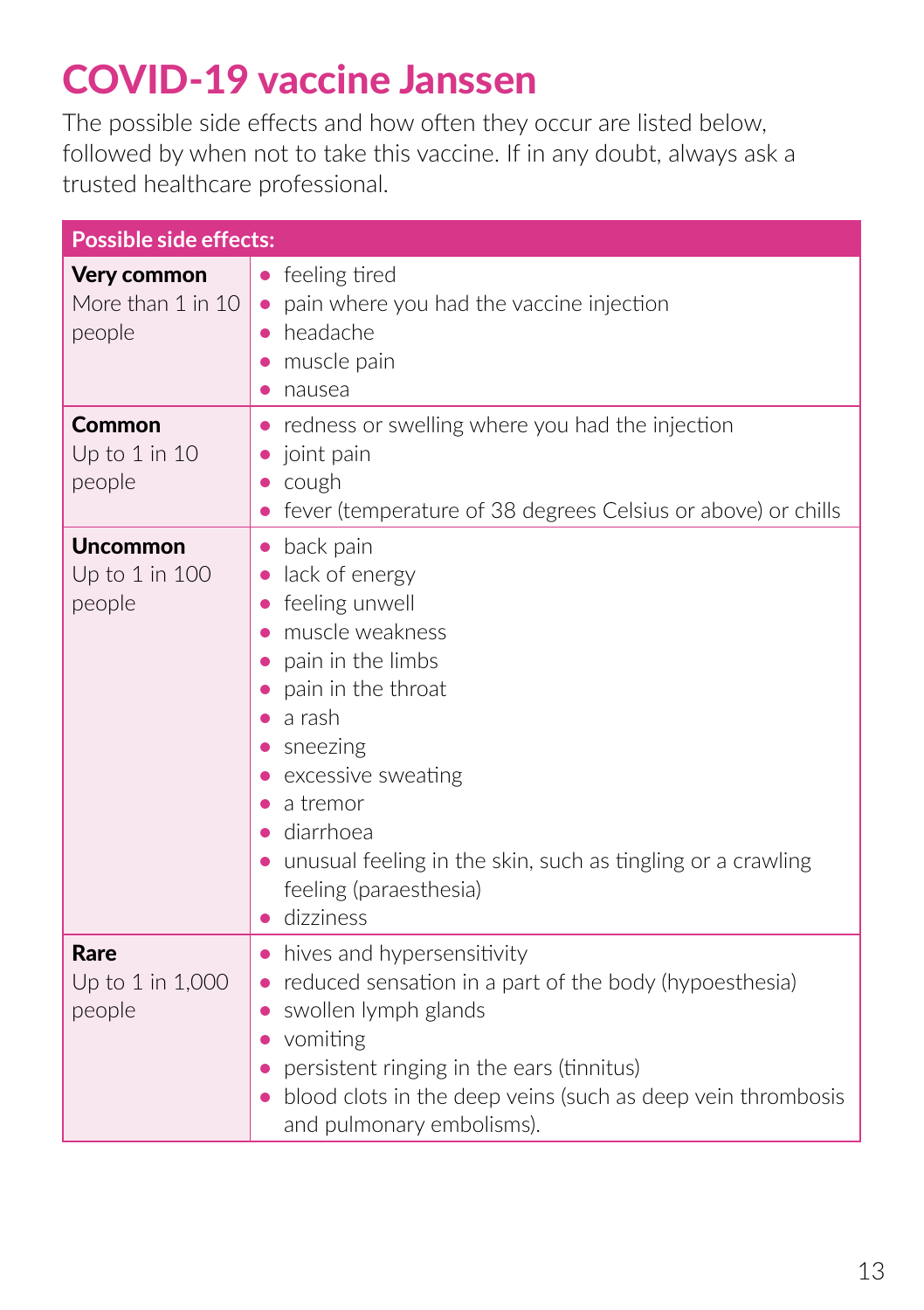# COVID-19 vaccine Janssen

The possible side effects and how often they occur are listed below, followed by when not to take this vaccine. If in any doubt, always ask a trusted healthcare professional.

| Possible side effects: | |
|---|---|
| **Very common** More than 1 in 10 people | • feeling tired<br>• pain where you had the vaccine injection<br>• headache<br>• muscle pain<br>• nausea |
| **Common** Up to 1 in 10 people | • redness or swelling where you had the injection<br>• joint pain<br>• cough<br>• fever (temperature of 38 degrees Celsius or above) or chills |
| **Uncommon** Up to 1 in 100 people | • back pain<br>• lack of energy<br>• feeling unwell<br>• muscle weakness<br>• pain in the limbs<br>• pain in the throat<br>• a rash<br>• sneezing<br>• excessive sweating<br>• a tremor<br>• diarrhoea<br>• unusual feeling in the skin, such as tingling or a crawling feeling (paraesthesia)<br>• dizziness |
| **Rare** Up to 1 in 1,000 people | • hives and hypersensitivity<br>• reduced sensation in a part of the body (hypoesthesia)<br>• swollen lymph glands<br>• vomiting<br>• persistent ringing in the ears (tinnitus)<br>• blood clots in the deep veins (such as deep vein thrombosis and pulmonary embolisms). |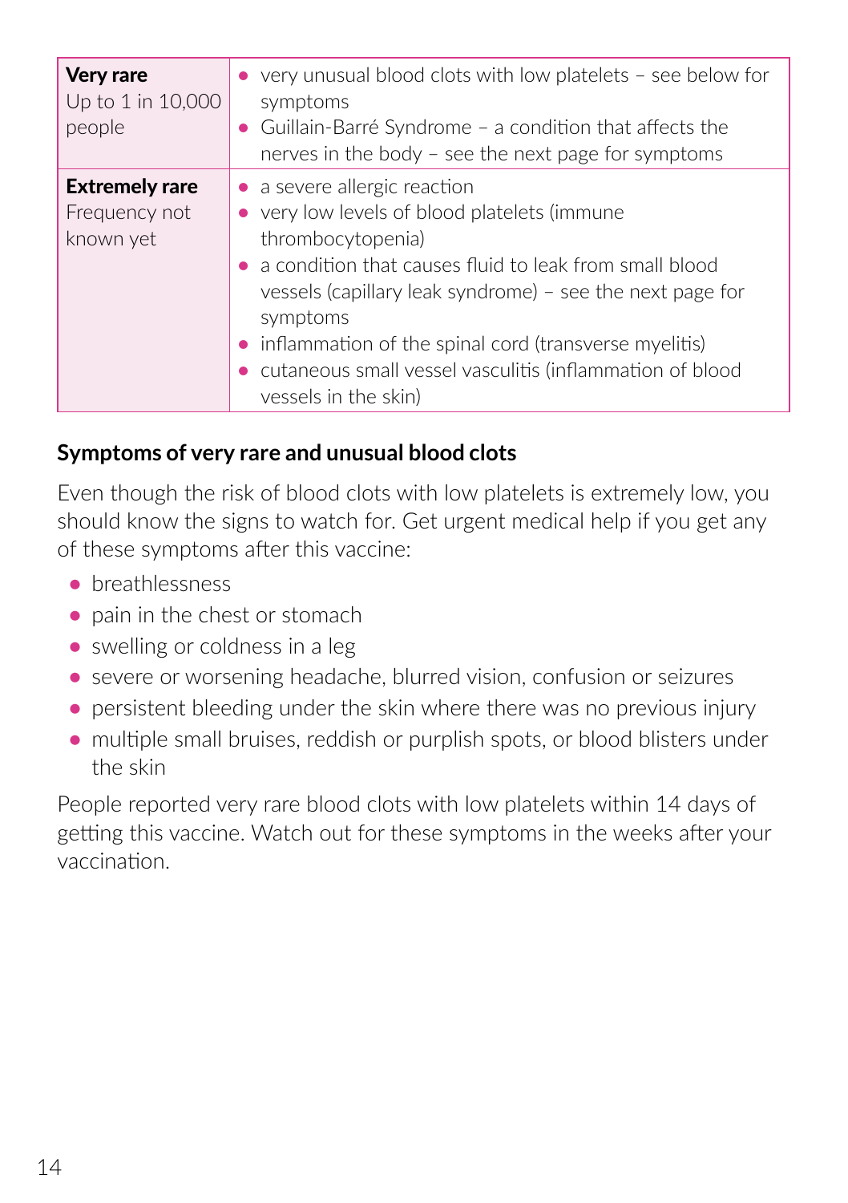| | |
|---|---|
| **Very rare** Up to 1 in 10,000 people | • very unusual blood clots with low platelets – see below for symptoms<br>• Guillain-Barré Syndrome – a condition that affects the nerves in the body – see the next page for symptoms |
| **Extremely rare** Frequency not known yet | • a severe allergic reaction<br>• very low levels of blood platelets (immune thrombocytopenia)<br>• a condition that causes fluid to leak from small blood vessels (capillary leak syndrome) – see the next page for symptoms<br>• inflammation of the spinal cord (transverse myelitis)<br>• cutaneous small vessel vasculitis (inflammation of blood vessels in the skin) |

### Symptoms of very rare and unusual blood clots

Even though the risk of blood clots with low platelets is extremely low, you should know the signs to watch for. Get urgent medical help if you get any of these symptoms after this vaccine:

- breathlessness
- pain in the chest or stomach
- swelling or coldness in a leg
- severe or worsening headache, blurred vision, confusion or seizures
- persistent bleeding under the skin where there was no previous injury
- multiple small bruises, reddish or purplish spots, or blood blisters under the skin

People reported very rare blood clots with low platelets within 14 days of getting this vaccine. Watch out for these symptoms in the weeks after your vaccination.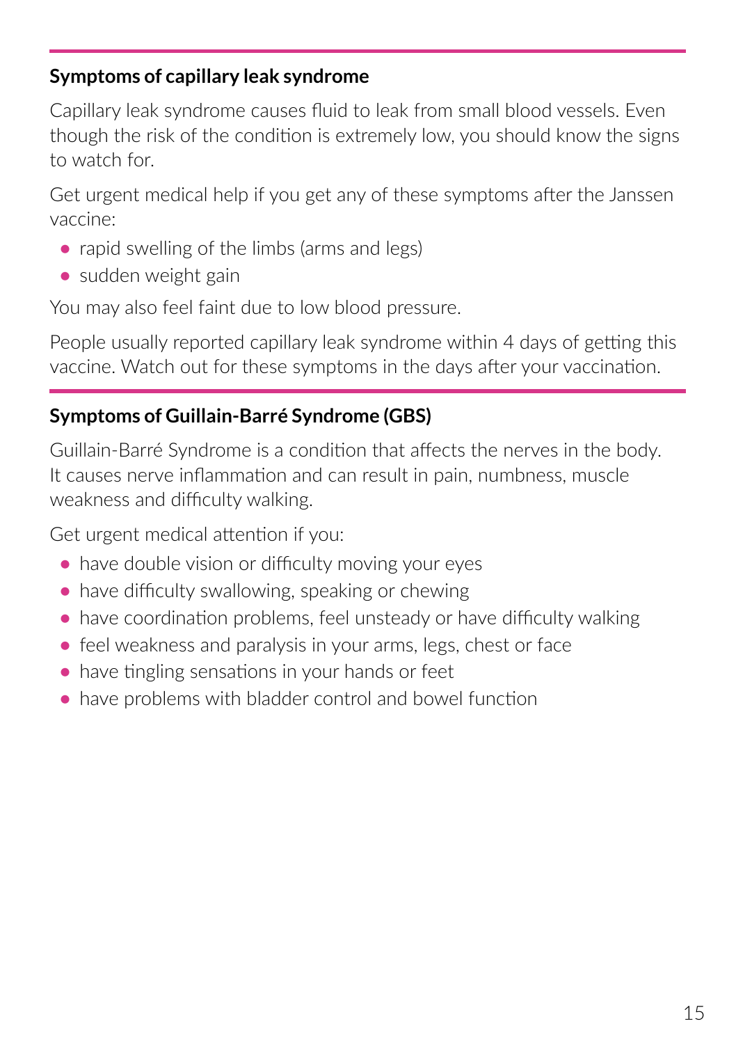### Symptoms of capillary leak syndrome

Capillary leak syndrome causes fluid to leak from small blood vessels. Even though the risk of the condition is extremely low, you should know the signs to watch for.

Get urgent medical help if you get any of these symptoms after the Janssen vaccine:

- rapid swelling of the limbs (arms and legs)
- sudden weight gain

You may also feel faint due to low blood pressure.

People usually reported capillary leak syndrome within 4 days of getting this vaccine. Watch out for these symptoms in the days after your vaccination.

### Symptoms of Guillain-Barré Syndrome (GBS)

Guillain-Barré Syndrome is a condition that affects the nerves in the body. It causes nerve inflammation and can result in pain, numbness, muscle weakness and difficulty walking.

Get urgent medical attention if you:

- have double vision or difficulty moving your eyes
- have difficulty swallowing, speaking or chewing
- have coordination problems, feel unsteady or have difficulty walking
- feel weakness and paralysis in your arms, legs, chest or face
- have tingling sensations in your hands or feet
- have problems with bladder control and bowel function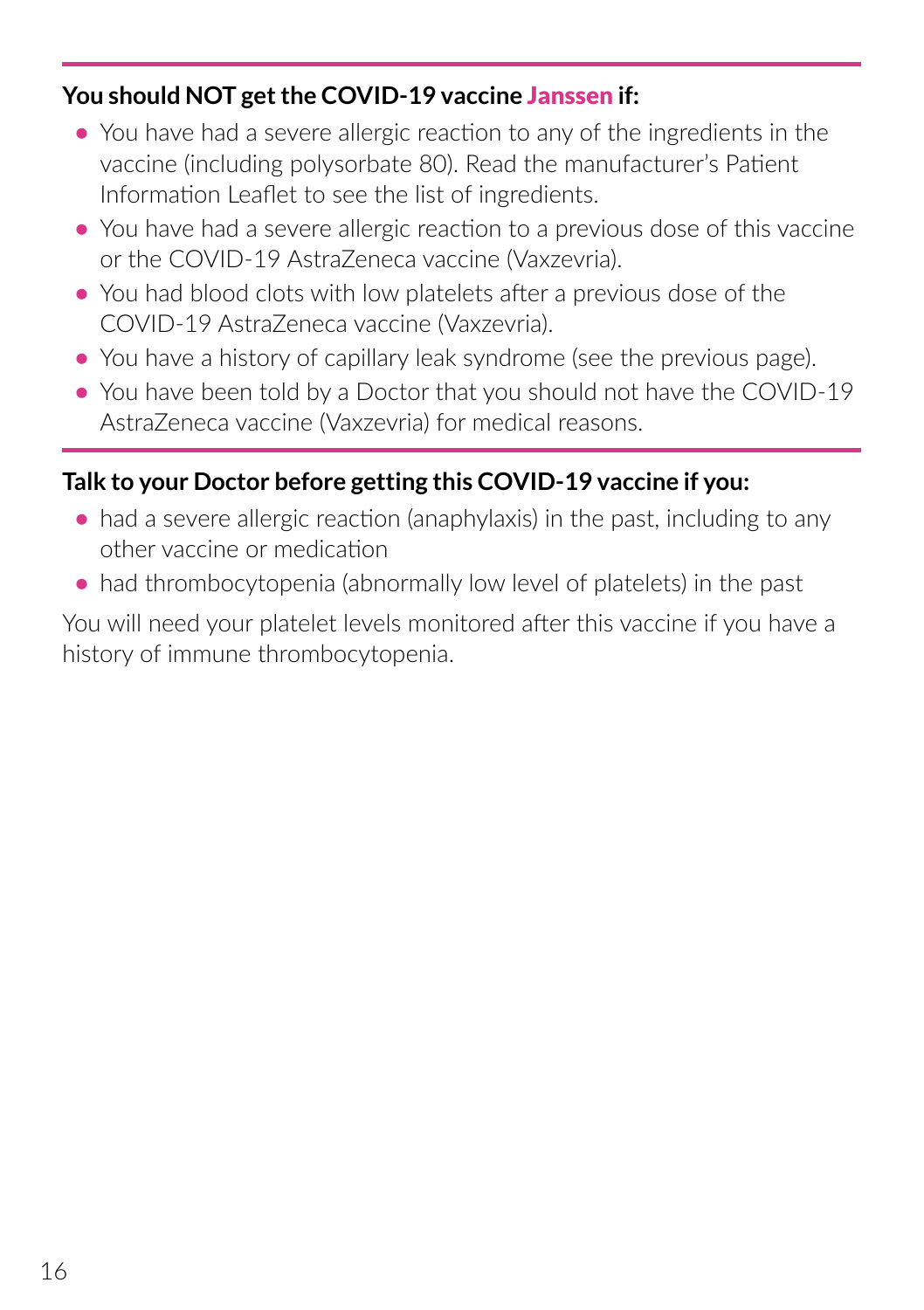**You should NOT get the COVID-19 vaccine Janssen if:**

- You have had a severe allergic reaction to any of the ingredients in the vaccine (including polysorbate 80). Read the manufacturer's Patient Information Leaflet to see the list of ingredients.
- You have had a severe allergic reaction to a previous dose of this vaccine or the COVID-19 AstraZeneca vaccine (Vaxzevria).
- You had blood clots with low platelets after a previous dose of the COVID-19 AstraZeneca vaccine (Vaxzevria).
- You have a history of capillary leak syndrome (see the previous page).
- You have been told by a Doctor that you should not have the COVID-19 AstraZeneca vaccine (Vaxzevria) for medical reasons.

**Talk to your Doctor before getting this COVID-19 vaccine if you:**

- had a severe allergic reaction (anaphylaxis) in the past, including to any other vaccine or medication
- had thrombocytopenia (abnormally low level of platelets) in the past

You will need your platelet levels monitored after this vaccine if you have a history of immune thrombocytopenia.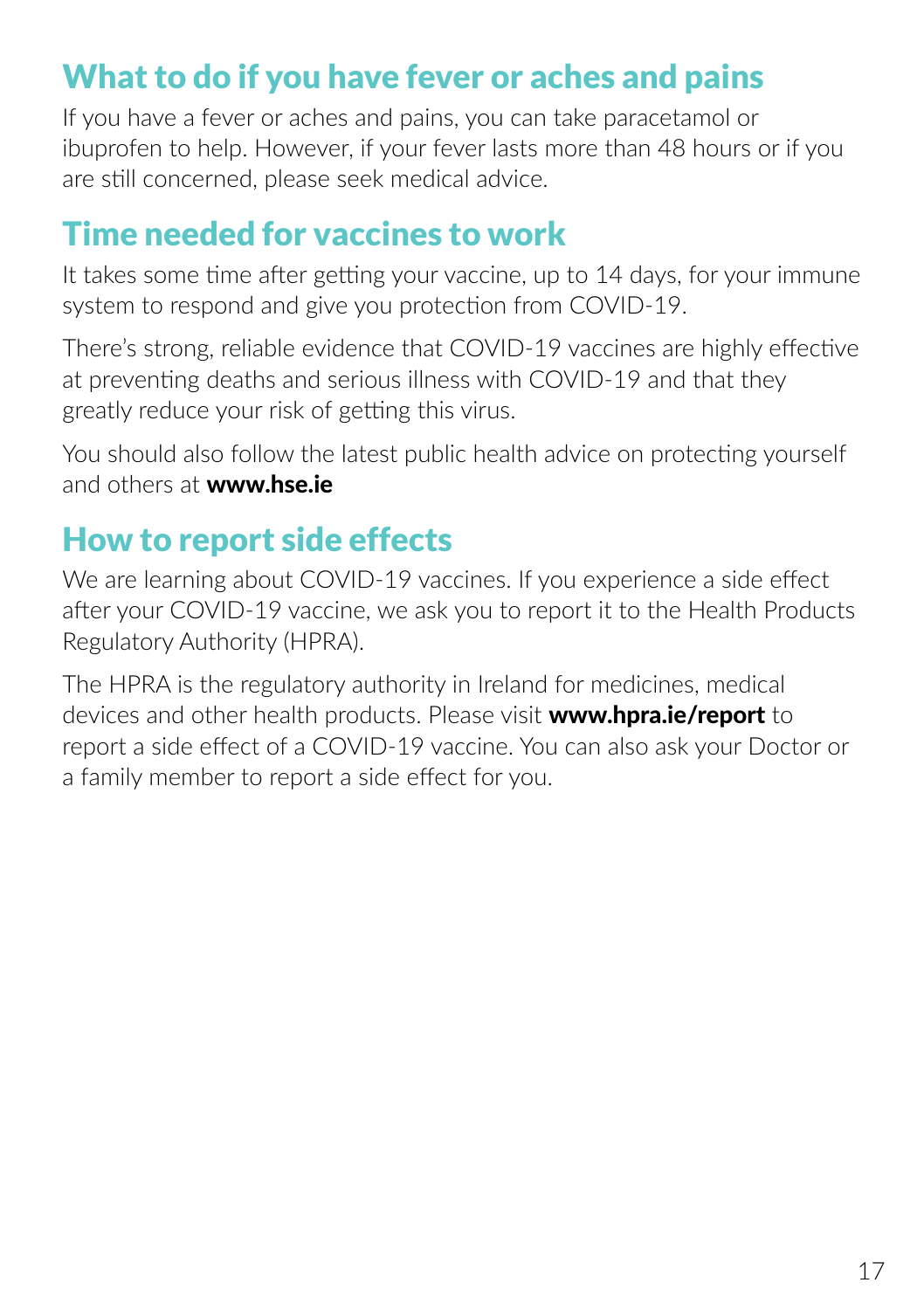## What to do if you have fever or aches and pains

If you have a fever or aches and pains, you can take paracetamol or ibuprofen to help. However, if your fever lasts more than 48 hours or if you are still concerned, please seek medical advice.

## Time needed for vaccines to work

It takes some time after getting your vaccine, up to 14 days, for your immune system to respond and give you protection from COVID-19.

There's strong, reliable evidence that COVID-19 vaccines are highly effective at preventing deaths and serious illness with COVID-19 and that they greatly reduce your risk of getting this virus.

You should also follow the latest public health advice on protecting yourself and others at **www.hse.ie**

## How to report side effects

We are learning about COVID-19 vaccines. If you experience a side effect after your COVID-19 vaccine, we ask you to report it to the Health Products Regulatory Authority (HPRA).

The HPRA is the regulatory authority in Ireland for medicines, medical devices and other health products. Please visit **www.hpra.ie/report** to report a side effect of a COVID-19 vaccine. You can also ask your Doctor or a family member to report a side effect for you.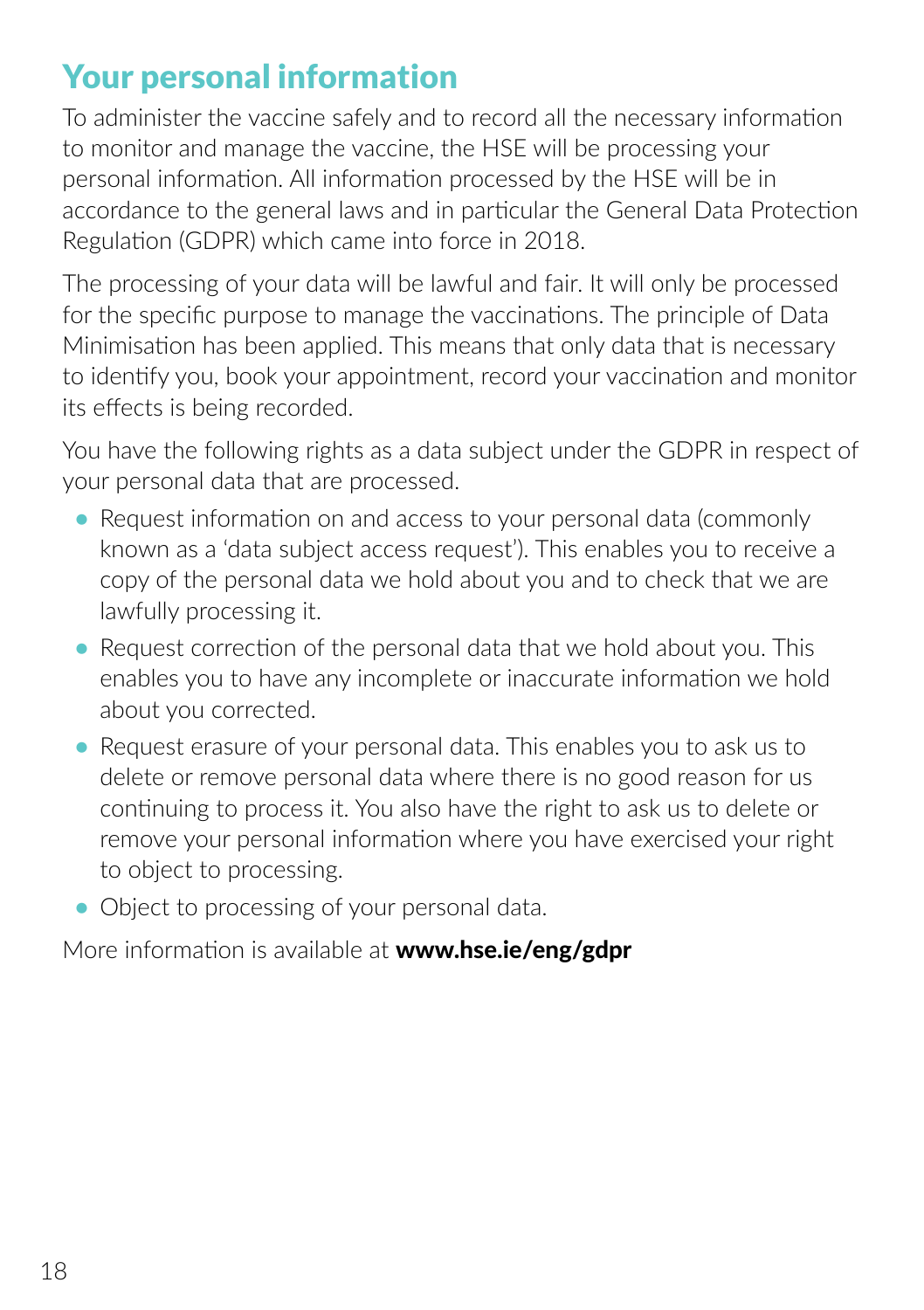## Your personal information

To administer the vaccine safely and to record all the necessary information to monitor and manage the vaccine, the HSE will be processing your personal information. All information processed by the HSE will be in accordance to the general laws and in particular the General Data Protection Regulation (GDPR) which came into force in 2018.

The processing of your data will be lawful and fair. It will only be processed for the specific purpose to manage the vaccinations. The principle of Data Minimisation has been applied. This means that only data that is necessary to identify you, book your appointment, record your vaccination and monitor its effects is being recorded.

You have the following rights as a data subject under the GDPR in respect of your personal data that are processed.

- Request information on and access to your personal data (commonly known as a 'data subject access request'). This enables you to receive a copy of the personal data we hold about you and to check that we are lawfully processing it.
- Request correction of the personal data that we hold about you. This enables you to have any incomplete or inaccurate information we hold about you corrected.
- Request erasure of your personal data. This enables you to ask us to delete or remove personal data where there is no good reason for us continuing to process it. You also have the right to ask us to delete or remove your personal information where you have exercised your right to object to processing.
- Object to processing of your personal data.

More information is available at **www.hse.ie/eng/gdpr**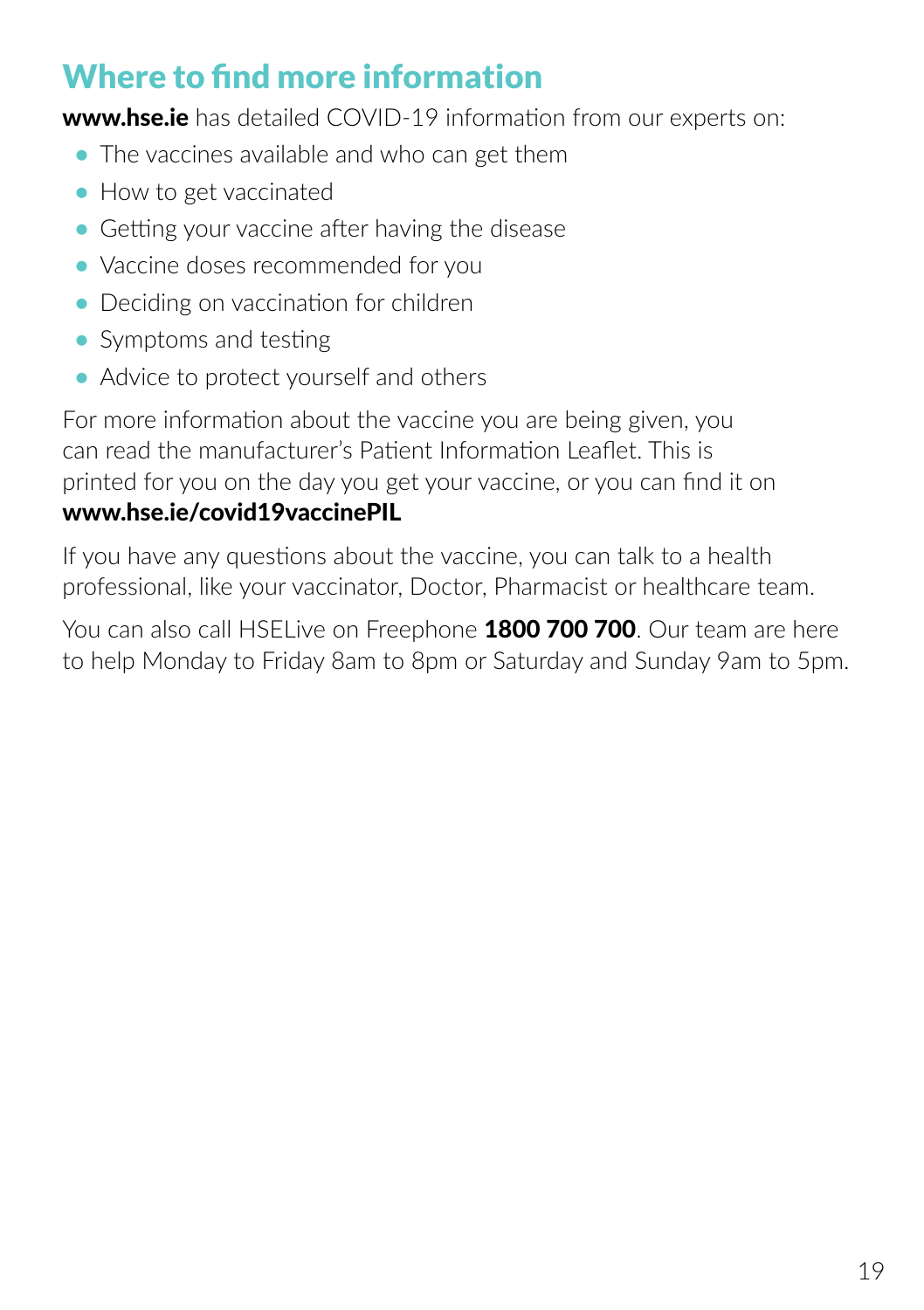## Where to find more information

**www.hse.ie** has detailed COVID-19 information from our experts on:

- The vaccines available and who can get them
- How to get vaccinated
- Getting your vaccine after having the disease
- Vaccine doses recommended for you
- Deciding on vaccination for children
- Symptoms and testing
- Advice to protect yourself and others

For more information about the vaccine you are being given, you can read the manufacturer's Patient Information Leaflet. This is printed for you on the day you get your vaccine, or you can find it on **www.hse.ie/covid19vaccinePIL**

If you have any questions about the vaccine, you can talk to a health professional, like your vaccinator, Doctor, Pharmacist or healthcare team.

You can also call HSELive on Freephone **1800 700 700**. Our team are here to help Monday to Friday 8am to 8pm or Saturday and Sunday 9am to 5pm.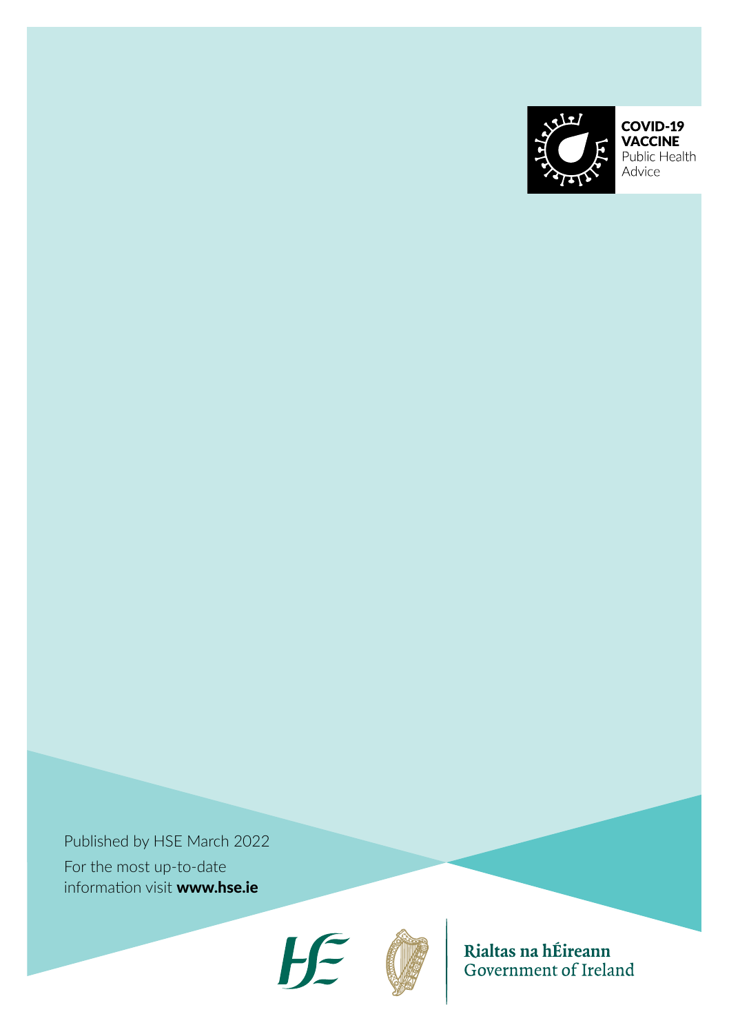**COVID-19 VACCINE**
Public Health Advice

Published by HSE March 2022

For the most up-to-date information visit **www.hse.ie**

Rialtas na hÉireann
Government of Ireland